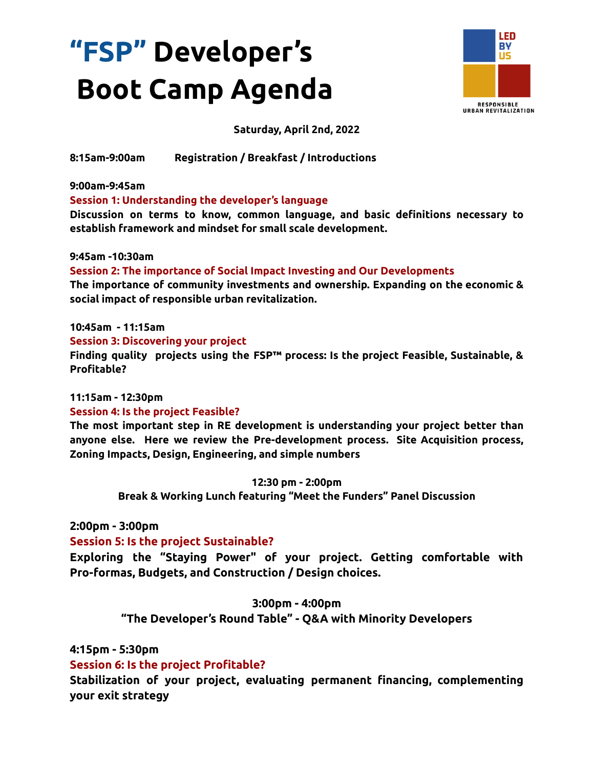# "FSP" Developer's Boot Camp Agenda

LED BY US
RESPONSIBLE URBAN REVITALIZATION

**Saturday, April 2nd, 2022**

**8:15am-9:00am** **Registration / Breakfast / Introductions**

**9:00am-9:45am**
**Session 1: Understanding the developer's language**
**Discussion on terms to know, common language, and basic definitions necessary to establish framework and mindset for small scale development.**

**9:45am -10:30am**
**Session 2: The importance of Social Impact Investing and Our Developments**
**The importance of community investments and ownership. Expanding on the economic & social impact of responsible urban revitalization.**

**10:45am - 11:15am**
**Session 3: Discovering your project**
**Finding quality projects using the FSP™ process: Is the project Feasible, Sustainable, & Profitable?**

**11:15am - 12:30pm**
**Session 4: Is the project Feasible?**
**The most important step in RE development is understanding your project better than anyone else. Here we review the Pre-development process. Site Acquisition process, Zoning Impacts, Design, Engineering, and simple numbers**

**12:30 pm - 2:00pm**
**Break & Working Lunch featuring "Meet the Funders" Panel Discussion**

**2:00pm - 3:00pm**
**Session 5: Is the project Sustainable?**
**Exploring the "Staying Power" of your project. Getting comfortable with Pro-formas, Budgets, and Construction / Design choices.**

**3:00pm - 4:00pm**
**"The Developer's Round Table" - Q&A with Minority Developers**

**4:15pm - 5:30pm**
**Session 6: Is the project Profitable?**
**Stabilization of your project, evaluating permanent financing, complementing your exit strategy**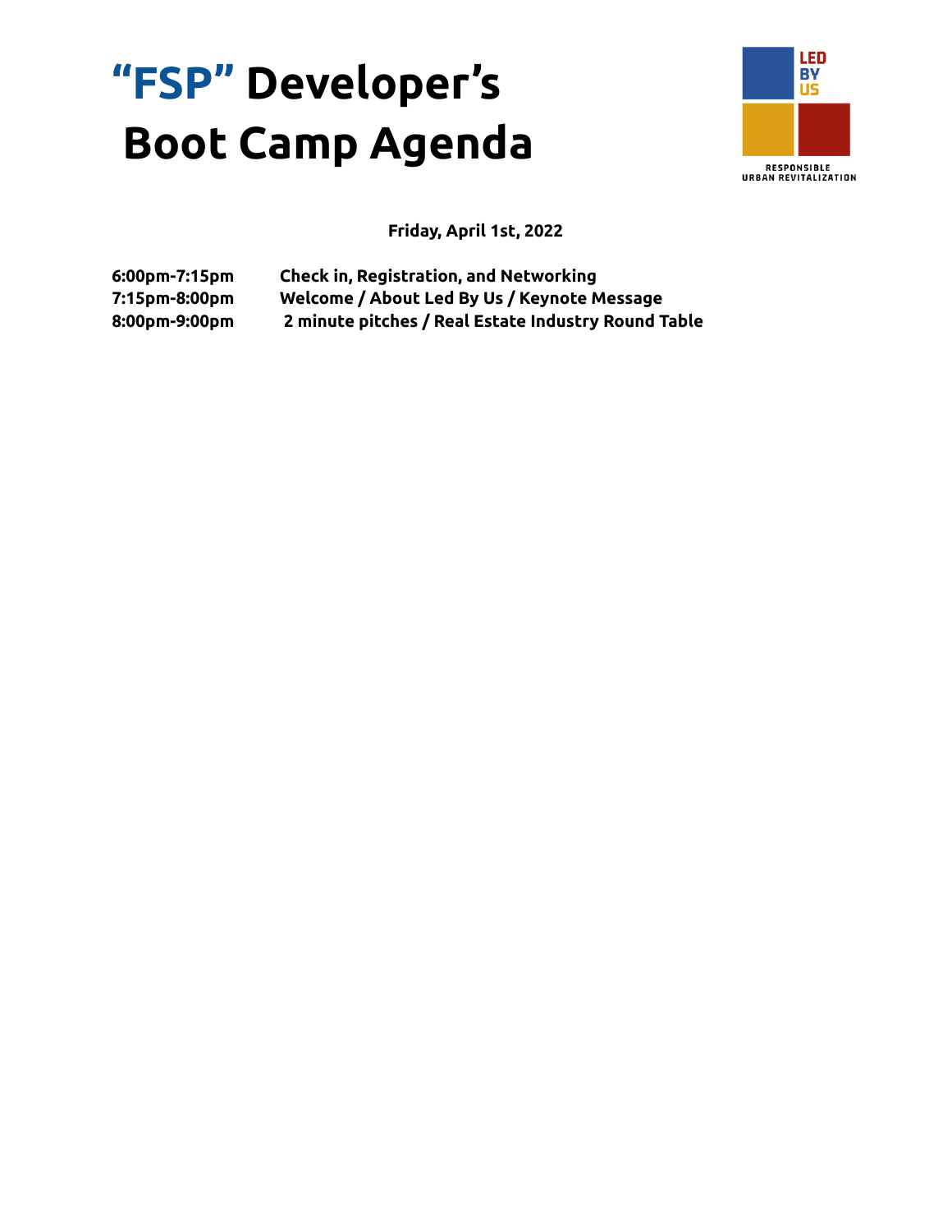# "FSP" Developer's Boot Camp Agenda

LED BY US

RESPONSIBLE URBAN REVITALIZATION

**Friday, April 1st, 2022**

| | |
|---|---|
| **6:00pm-7:15pm** | **Check in, Registration, and Networking** |
| **7:15pm-8:00pm** | **Welcome / About Led By Us / Keynote Message** |
| **8:00pm-9:00pm** | **2 minute pitches / Real Estate Industry Round Table** |